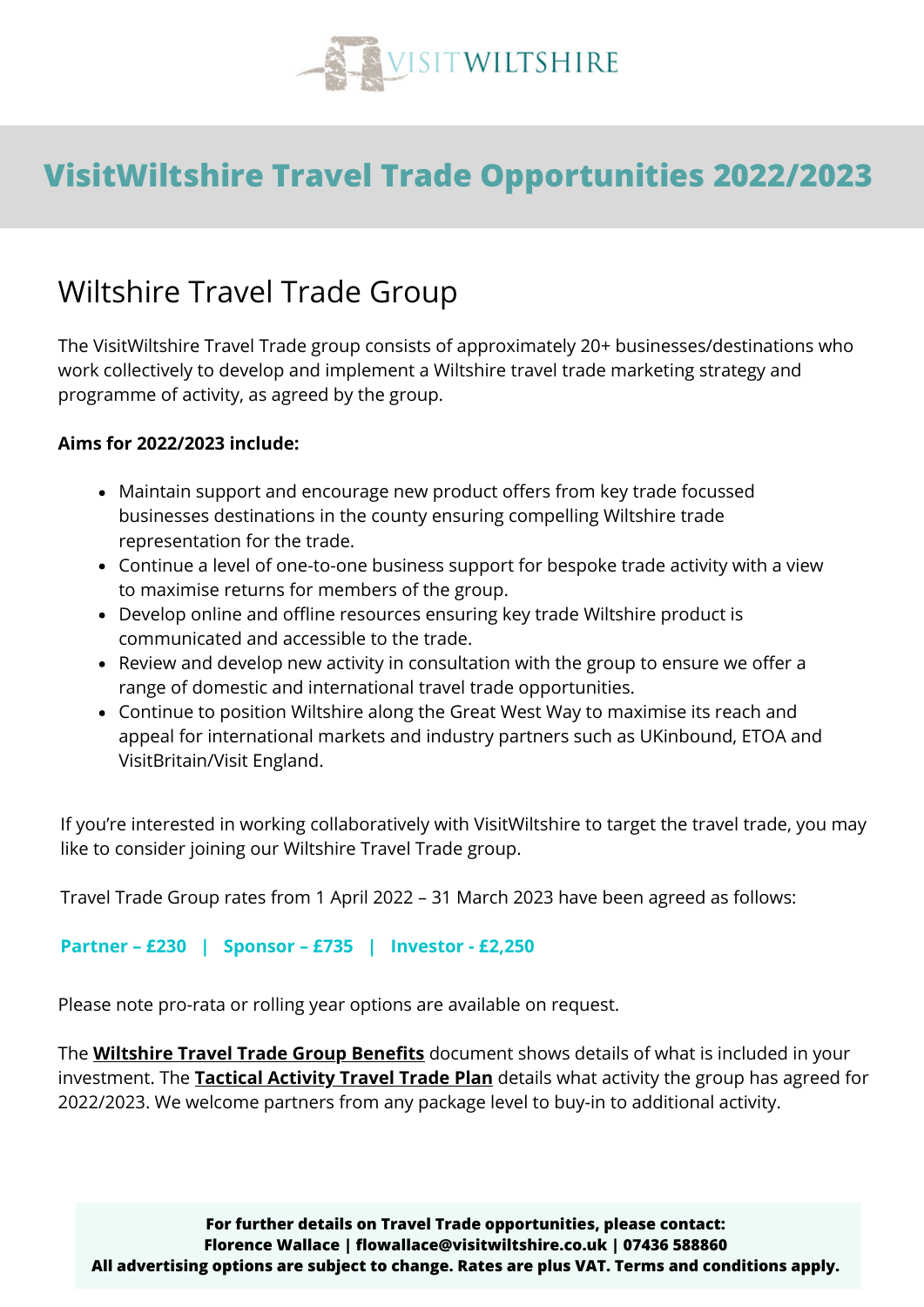# VisitWiltshire Travel Trade Opportunities 2022/2023

## Wiltshire Travel Trade Group

The VisitWiltshire Travel Trade group consists of approximately 20+ businesses/destinations who work collectively to develop and implement a Wiltshire travel trade marketing strategy and programme of activity, as agreed by the group.

**Aims for 2022/2023 include:**

- Maintain support and encourage new product offers from key trade focussed businesses destinations in the county ensuring compelling Wiltshire trade representation for the trade.
- Continue a level of one-to-one business support for bespoke trade activity with a view to maximise returns for members of the group.
- Develop online and offline resources ensuring key trade Wiltshire product is communicated and accessible to the trade.
- Review and develop new activity in consultation with the group to ensure we offer a range of domestic and international travel trade opportunities.
- Continue to position Wiltshire along the Great West Way to maximise its reach and appeal for international markets and industry partners such as UKinbound, ETOA and VisitBritain/Visit England.

If you're interested in working collaboratively with VisitWiltshire to target the travel trade, you may like to consider joining our Wiltshire Travel Trade group.

Travel Trade Group rates from 1 April 2022 – 31 March 2023 have been agreed as follows:

**Partner – £230 | Sponsor – £735 | Investor - £2,250**

Please note pro-rata or rolling year options are available on request.

The **Wiltshire Travel Trade Group Benefits** document shows details of what is included in your investment. The **Tactical Activity Travel Trade Plan** details what activity the group has agreed for 2022/2023. We welcome partners from any package level to buy-in to additional activity.

**For further details on Travel Trade opportunities, please contact:**
**Florence Wallace | flowallace@visitwiltshire.co.uk | 07436 588860**
**All advertising options are subject to change. Rates are plus VAT. Terms and conditions apply.**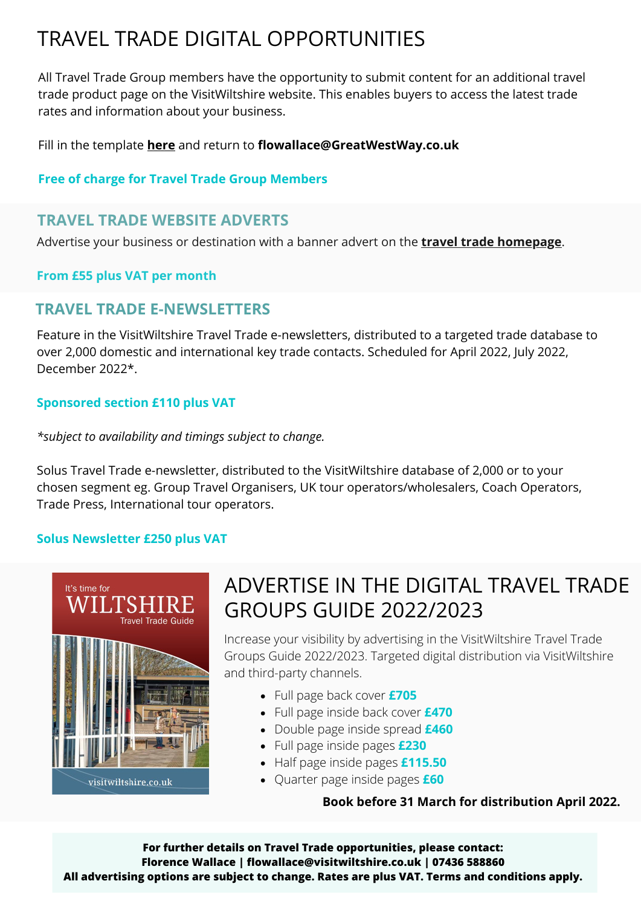# TRAVEL TRADE DIGITAL OPPORTUNITIES

All Travel Trade Group members have the opportunity to submit content for an additional travel trade product page on the VisitWiltshire website. This enables buyers to access the latest trade rates and information about your business.

Fill in the template **here** and return to **flowallace@GreatWestWay.co.uk**

**Free of charge for Travel Trade Group Members**

## TRAVEL TRADE WEBSITE ADVERTS

Advertise your business or destination with a banner advert on the **travel trade homepage**.

**From £55 plus VAT per month**

## TRAVEL TRADE E-NEWSLETTERS

Feature in the VisitWiltshire Travel Trade e-newsletters, distributed to a targeted trade database to over 2,000 domestic and international key trade contacts. Scheduled for April 2022, July 2022, December 2022*.

**Sponsored section £110 plus VAT**

*\*subject to availability and timings subject to change.*

Solus Travel Trade e-newsletter, distributed to the VisitWiltshire database of 2,000 or to your chosen segment eg. Group Travel Organisers, UK tour operators/wholesalers, Coach Operators, Trade Press, International tour operators.

**Solus Newsletter £250 plus VAT**

## ADVERTISE IN THE DIGITAL TRAVEL TRADE GROUPS GUIDE 2022/2023

Increase your visibility by advertising in the VisitWiltshire Travel Trade Groups Guide 2022/2023. Targeted digital distribution via VisitWiltshire and third-party channels.

- Full page back cover **£705**
- Full page inside back cover **£470**
- Double page inside spread **£460**
- Full page inside pages **£230**
- Half page inside pages **£115.50**
- Quarter page inside pages **£60**

**Book before 31 March for distribution April 2022.**

**For further details on Travel Trade opportunities, please contact:**
**Florence Wallace | flowallace@visitwiltshire.co.uk | 07436 588860**
**All advertising options are subject to change. Rates are plus VAT. Terms and conditions apply.**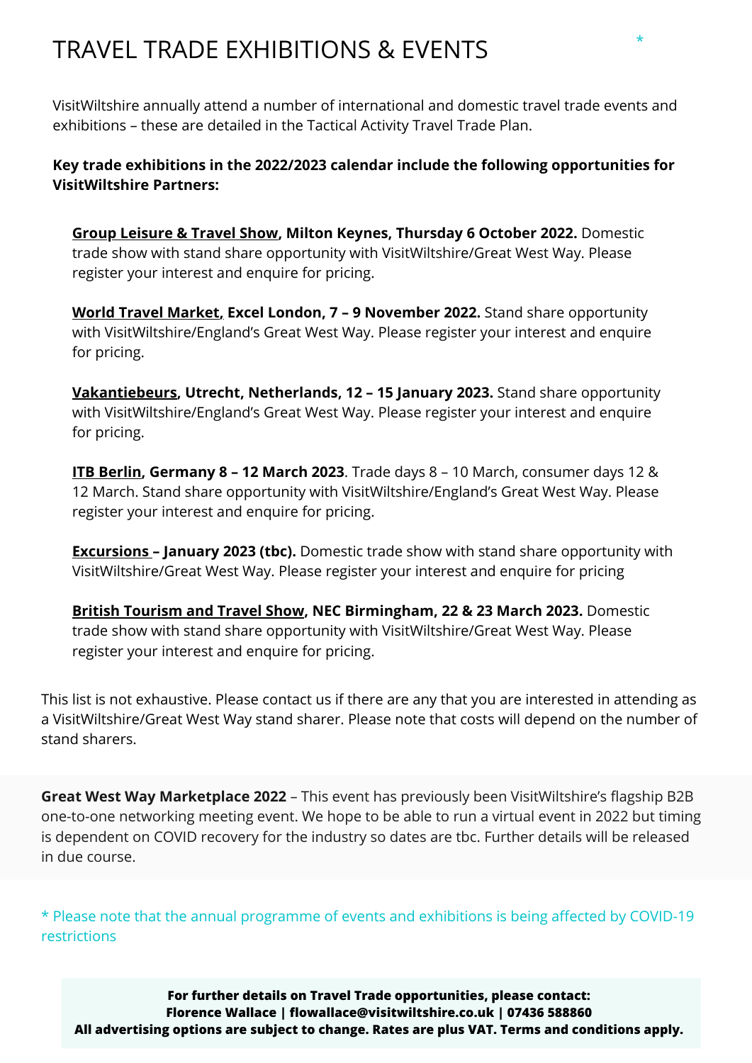# TRAVEL TRADE EXHIBITIONS & EVENTS *

VisitWiltshire annually attend a number of international and domestic travel trade events and exhibitions – these are detailed in the Tactical Activity Travel Trade Plan.

**Key trade exhibitions in the 2022/2023 calendar include the following opportunities for VisitWiltshire Partners:**

**Group Leisure & Travel Show, Milton Keynes, Thursday 6 October 2022.** Domestic trade show with stand share opportunity with VisitWiltshire/Great West Way. Please register your interest and enquire for pricing.

**World Travel Market, Excel London, 7 – 9 November 2022.** Stand share opportunity with VisitWiltshire/England's Great West Way. Please register your interest and enquire for pricing.

**Vakantiebeurs, Utrecht, Netherlands, 12 – 15 January 2023.** Stand share opportunity with VisitWiltshire/England's Great West Way. Please register your interest and enquire for pricing.

**ITB Berlin, Germany 8 – 12 March 2023**. Trade days 8 – 10 March, consumer days 12 & 12 March. Stand share opportunity with VisitWiltshire/England's Great West Way. Please register your interest and enquire for pricing.

**Excursions – January 2023 (tbc).** Domestic trade show with stand share opportunity with VisitWiltshire/Great West Way. Please register your interest and enquire for pricing

**British Tourism and Travel Show, NEC Birmingham, 22 & 23 March 2023.** Domestic trade show with stand share opportunity with VisitWiltshire/Great West Way. Please register your interest and enquire for pricing.

This list is not exhaustive. Please contact us if there are any that you are interested in attending as a VisitWiltshire/Great West Way stand sharer. Please note that costs will depend on the number of stand sharers.

**Great West Way Marketplace 2022** – This event has previously been VisitWiltshire's flagship B2B one-to-one networking meeting event. We hope to be able to run a virtual event in 2022 but timing is dependent on COVID recovery for the industry so dates are tbc. Further details will be released in due course.

* Please note that the annual programme of events and exhibitions is being affected by COVID-19 restrictions

**For further details on Travel Trade opportunities, please contact:**
**Florence Wallace | flowallace@visitwiltshire.co.uk | 07436 588860**
**All advertising options are subject to change. Rates are plus VAT. Terms and conditions apply.**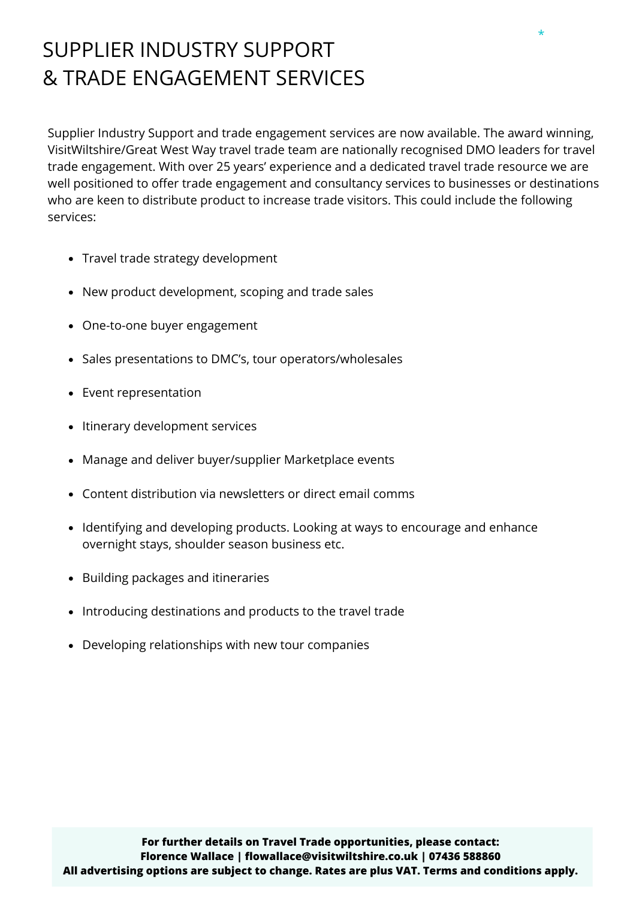# SUPPLIER INDUSTRY SUPPORT & TRADE ENGAGEMENT SERVICES

Supplier Industry Support and trade engagement services are now available. The award winning, VisitWiltshire/Great West Way travel trade team are nationally recognised DMO leaders for travel trade engagement. With over 25 years' experience and a dedicated travel trade resource we are well positioned to offer trade engagement and consultancy services to businesses or destinations who are keen to distribute product to increase trade visitors. This could include the following services:

- Travel trade strategy development
- New product development, scoping and trade sales
- One-to-one buyer engagement
- Sales presentations to DMC's, tour operators/wholesales
- Event representation
- Itinerary development services
- Manage and deliver buyer/supplier Marketplace events
- Content distribution via newsletters or direct email comms
- Identifying and developing products. Looking at ways to encourage and enhance overnight stays, shoulder season business etc.
- Building packages and itineraries
- Introducing destinations and products to the travel trade
- Developing relationships with new tour companies

**For further details on Travel Trade opportunities, please contact:**
**Florence Wallace | flowallace@visitwiltshire.co.uk | 07436 588860**
**All advertising options are subject to change. Rates are plus VAT. Terms and conditions apply.**